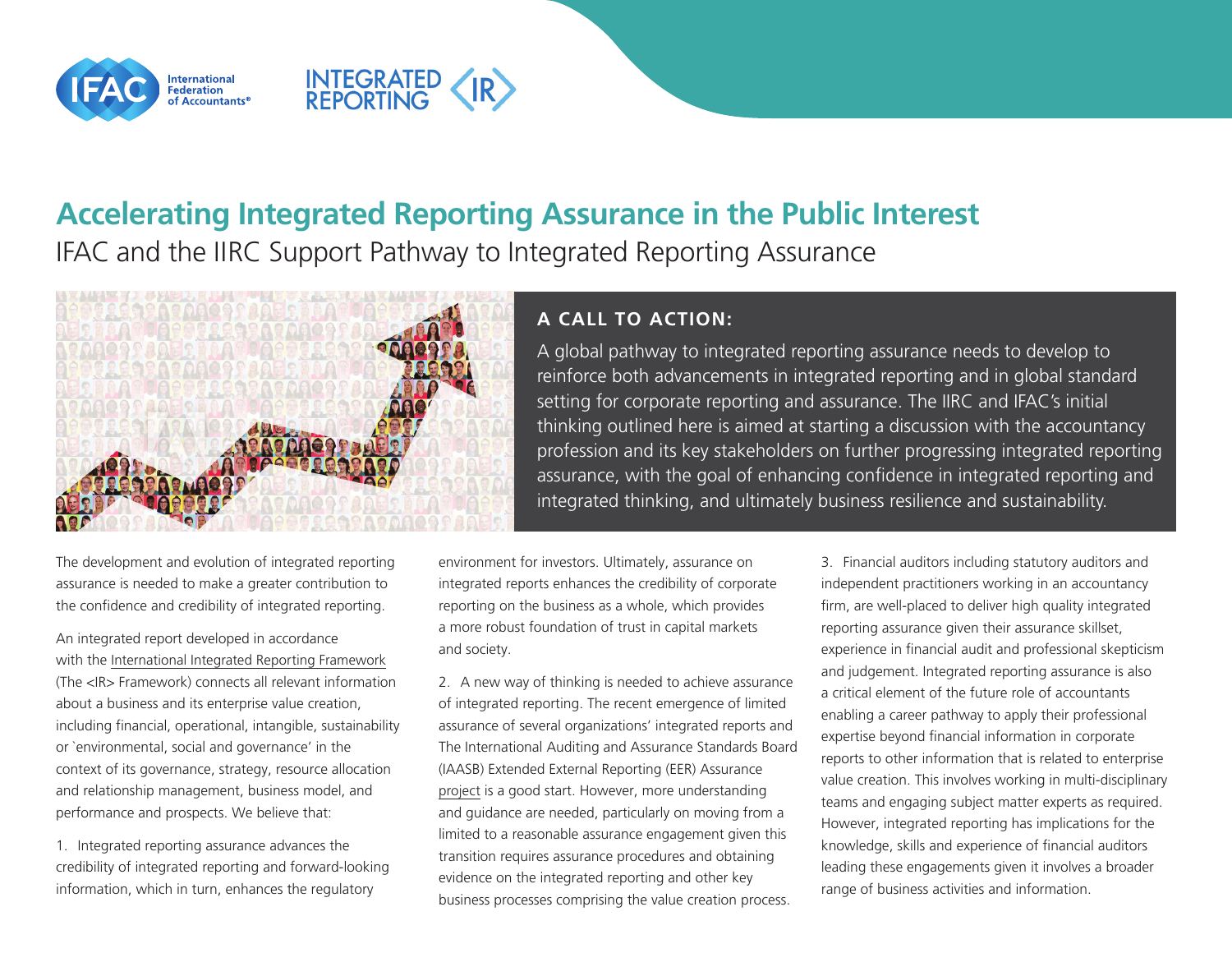# Accelerating Integrated Reporting Assurance in the Public Interest

## IFAC and the IIRC Support Pathway to Integrated Reporting Assurance

### A CALL TO ACTION:

A global pathway to integrated reporting assurance needs to develop to reinforce both advancements in integrated reporting and in global standard setting for corporate reporting and assurance. The IIRC and IFAC's initial thinking outlined here is aimed at starting a discussion with the accountancy profession and its key stakeholders on further progressing integrated reporting assurance, with the goal of enhancing confidence in integrated reporting and integrated thinking, and ultimately business resilience and sustainability.

The development and evolution of integrated reporting assurance is needed to make a greater contribution to the confidence and credibility of integrated reporting.

An integrated report developed in accordance with the International Integrated Reporting Framework (The <IR> Framework) connects all relevant information about a business and its enterprise value creation, including financial, operational, intangible, sustainability or `environmental, social and governance' in the context of its governance, strategy, resource allocation and relationship management, business model, and performance and prospects. We believe that:

1. Integrated reporting assurance advances the credibility of integrated reporting and forward-looking information, which in turn, enhances the regulatory environment for investors. Ultimately, assurance on integrated reports enhances the credibility of corporate reporting on the business as a whole, which provides a more robust foundation of trust in capital markets and society.

2. A new way of thinking is needed to achieve assurance of integrated reporting. The recent emergence of limited assurance of several organizations' integrated reports and The International Auditing and Assurance Standards Board (IAASB) Extended External Reporting (EER) Assurance project is a good start. However, more understanding and guidance are needed, particularly on moving from a limited to a reasonable assurance engagement given this transition requires assurance procedures and obtaining evidence on the integrated reporting and other key business processes comprising the value creation process.

3. Financial auditors including statutory auditors and independent practitioners working in an accountancy firm, are well-placed to deliver high quality integrated reporting assurance given their assurance skillset, experience in financial audit and professional skepticism and judgement. Integrated reporting assurance is also a critical element of the future role of accountants enabling a career pathway to apply their professional expertise beyond financial information in corporate reports to other information that is related to enterprise value creation. This involves working in multi-disciplinary teams and engaging subject matter experts as required. However, integrated reporting has implications for the knowledge, skills and experience of financial auditors leading these engagements given it involves a broader range of business activities and information.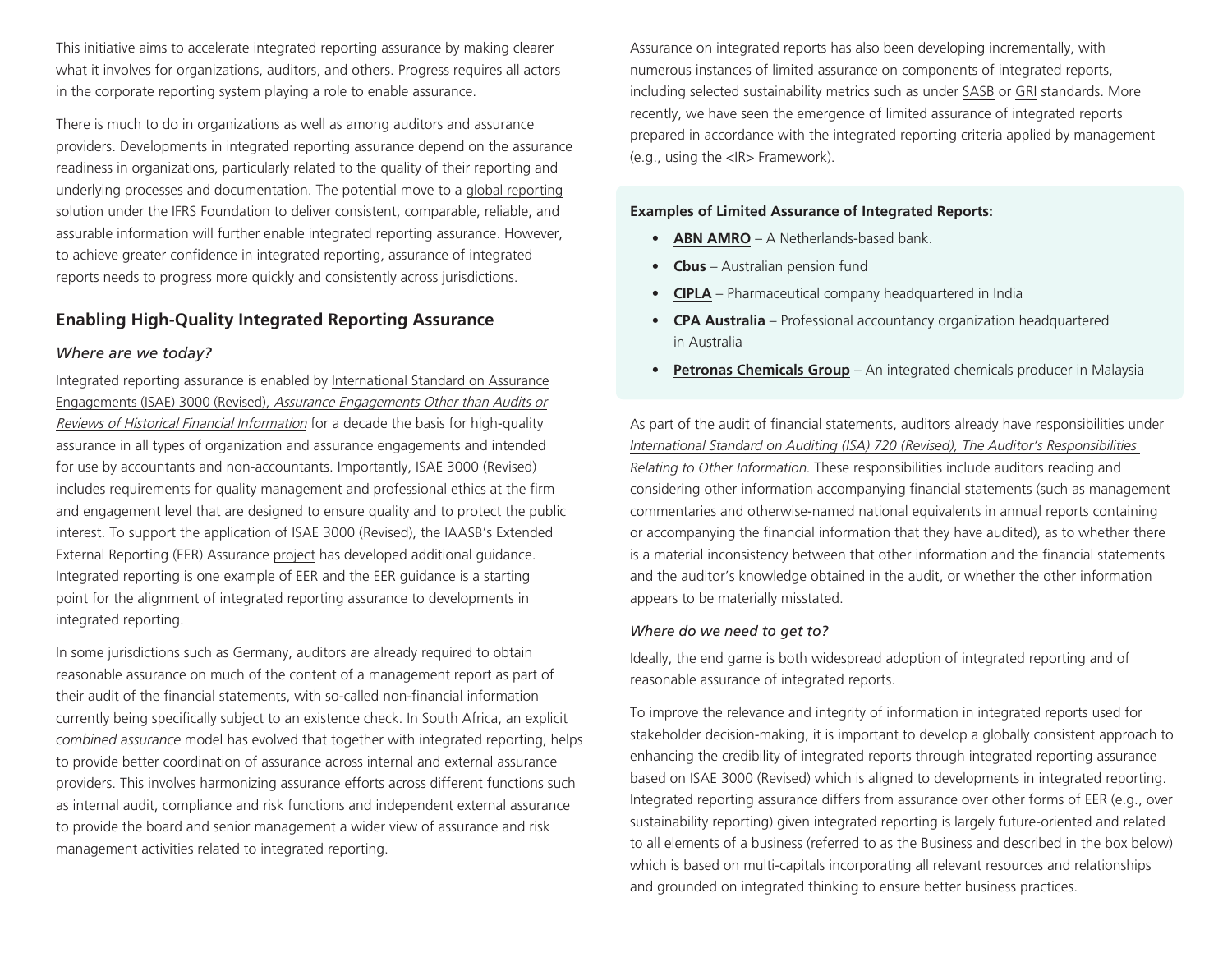This initiative aims to accelerate integrated reporting assurance by making clearer what it involves for organizations, auditors, and others. Progress requires all actors in the corporate reporting system playing a role to enable assurance.

There is much to do in organizations as well as among auditors and assurance providers. Developments in integrated reporting assurance depend on the assurance readiness in organizations, particularly related to the quality of their reporting and underlying processes and documentation. The potential move to a global reporting solution under the IFRS Foundation to deliver consistent, comparable, reliable, and assurable information will further enable integrated reporting assurance. However, to achieve greater confidence in integrated reporting, assurance of integrated reports needs to progress more quickly and consistently across jurisdictions.

## Enabling High-Quality Integrated Reporting Assurance

### *Where are we today?*

Integrated reporting assurance is enabled by International Standard on Assurance Engagements (ISAE) 3000 (Revised), *Assurance Engagements Other than Audits or Reviews of Historical Financial Information* for a decade the basis for high-quality assurance in all types of organization and assurance engagements and intended for use by accountants and non-accountants. Importantly, ISAE 3000 (Revised) includes requirements for quality management and professional ethics at the firm and engagement level that are designed to ensure quality and to protect the public interest. To support the application of ISAE 3000 (Revised), the IAASB's Extended External Reporting (EER) Assurance project has developed additional guidance. Integrated reporting is one example of EER and the EER guidance is a starting point for the alignment of integrated reporting assurance to developments in integrated reporting.

In some jurisdictions such as Germany, auditors are already required to obtain reasonable assurance on much of the content of a management report as part of their audit of the financial statements, with so-called non-financial information currently being specifically subject to an existence check. In South Africa, an explicit *combined assurance* model has evolved that together with integrated reporting, helps to provide better coordination of assurance across internal and external assurance providers. This involves harmonizing assurance efforts across different functions such as internal audit, compliance and risk functions and independent external assurance to provide the board and senior management a wider view of assurance and risk management activities related to integrated reporting.

Assurance on integrated reports has also been developing incrementally, with numerous instances of limited assurance on components of integrated reports, including selected sustainability metrics such as under SASB or GRI standards. More recently, we have seen the emergence of limited assurance of integrated reports prepared in accordance with the integrated reporting criteria applied by management (e.g., using the <IR> Framework).

**Examples of Limited Assurance of Integrated Reports:**

- **ABN AMRO** – A Netherlands-based bank.
- **Cbus** – Australian pension fund
- **CIPLA** – Pharmaceutical company headquartered in India
- **CPA Australia** – Professional accountancy organization headquartered in Australia
- **Petronas Chemicals Group** – An integrated chemicals producer in Malaysia

As part of the audit of financial statements, auditors already have responsibilities under *International Standard on Auditing (ISA) 720 (Revised), The Auditor's Responsibilities Relating to Other Information*. These responsibilities include auditors reading and considering other information accompanying financial statements (such as management commentaries and otherwise-named national equivalents in annual reports containing or accompanying the financial information that they have audited), as to whether there is a material inconsistency between that other information and the financial statements and the auditor's knowledge obtained in the audit, or whether the other information appears to be materially misstated.

### *Where do we need to get to?*

Ideally, the end game is both widespread adoption of integrated reporting and of reasonable assurance of integrated reports.

To improve the relevance and integrity of information in integrated reports used for stakeholder decision-making, it is important to develop a globally consistent approach to enhancing the credibility of integrated reports through integrated reporting assurance based on ISAE 3000 (Revised) which is aligned to developments in integrated reporting. Integrated reporting assurance differs from assurance over other forms of EER (e.g., over sustainability reporting) given integrated reporting is largely future-oriented and related to all elements of a business (referred to as the Business and described in the box below) which is based on multi-capitals incorporating all relevant resources and relationships and grounded on integrated thinking to ensure better business practices.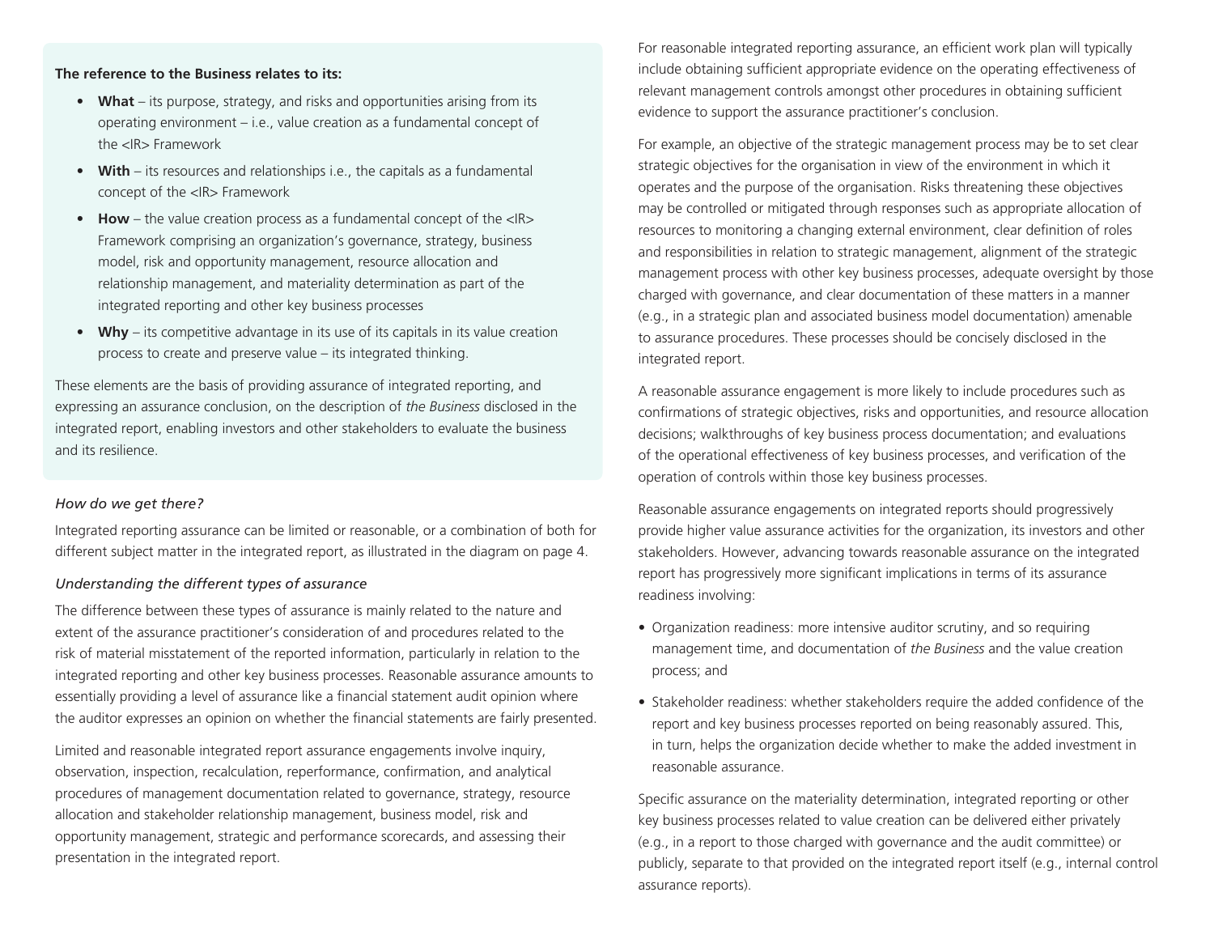**The reference to the Business relates to its:**

- **What** – its purpose, strategy, and risks and opportunities arising from its operating environment – i.e., value creation as a fundamental concept of the <IR> Framework
- **With** – its resources and relationships i.e., the capitals as a fundamental concept of the <IR> Framework
- **How** – the value creation process as a fundamental concept of the <IR> Framework comprising an organization's governance, strategy, business model, risk and opportunity management, resource allocation and relationship management, and materiality determination as part of the integrated reporting and other key business processes
- **Why** – its competitive advantage in its use of its capitals in its value creation process to create and preserve value – its integrated thinking.

These elements are the basis of providing assurance of integrated reporting, and expressing an assurance conclusion, on the description of *the Business* disclosed in the integrated report, enabling investors and other stakeholders to evaluate the business and its resilience.

*How do we get there?*

Integrated reporting assurance can be limited or reasonable, or a combination of both for different subject matter in the integrated report, as illustrated in the diagram on page 4.

### *Understanding the different types of assurance*

The difference between these types of assurance is mainly related to the nature and extent of the assurance practitioner's consideration of and procedures related to the risk of material misstatement of the reported information, particularly in relation to the integrated reporting and other key business processes. Reasonable assurance amounts to essentially providing a level of assurance like a financial statement audit opinion where the auditor expresses an opinion on whether the financial statements are fairly presented.

Limited and reasonable integrated report assurance engagements involve inquiry, observation, inspection, recalculation, reperformance, confirmation, and analytical procedures of management documentation related to governance, strategy, resource allocation and stakeholder relationship management, business model, risk and opportunity management, strategic and performance scorecards, and assessing their presentation in the integrated report.

For reasonable integrated reporting assurance, an efficient work plan will typically include obtaining sufficient appropriate evidence on the operating effectiveness of relevant management controls amongst other procedures in obtaining sufficient evidence to support the assurance practitioner's conclusion.

For example, an objective of the strategic management process may be to set clear strategic objectives for the organisation in view of the environment in which it operates and the purpose of the organisation. Risks threatening these objectives may be controlled or mitigated through responses such as appropriate allocation of resources to monitoring a changing external environment, clear definition of roles and responsibilities in relation to strategic management, alignment of the strategic management process with other key business processes, adequate oversight by those charged with governance, and clear documentation of these matters in a manner (e.g., in a strategic plan and associated business model documentation) amenable to assurance procedures. These processes should be concisely disclosed in the integrated report.

A reasonable assurance engagement is more likely to include procedures such as confirmations of strategic objectives, risks and opportunities, and resource allocation decisions; walkthroughs of key business process documentation; and evaluations of the operational effectiveness of key business processes, and verification of the operation of controls within those key business processes.

Reasonable assurance engagements on integrated reports should progressively provide higher value assurance activities for the organization, its investors and other stakeholders. However, advancing towards reasonable assurance on the integrated report has progressively more significant implications in terms of its assurance readiness involving:

- Organization readiness: more intensive auditor scrutiny, and so requiring management time, and documentation of *the Business* and the value creation process; and
- Stakeholder readiness: whether stakeholders require the added confidence of the report and key business processes reported on being reasonably assured. This, in turn, helps the organization decide whether to make the added investment in reasonable assurance.

Specific assurance on the materiality determination, integrated reporting or other key business processes related to value creation can be delivered either privately (e.g., in a report to those charged with governance and the audit committee) or publicly, separate to that provided on the integrated report itself (e.g., internal control assurance reports).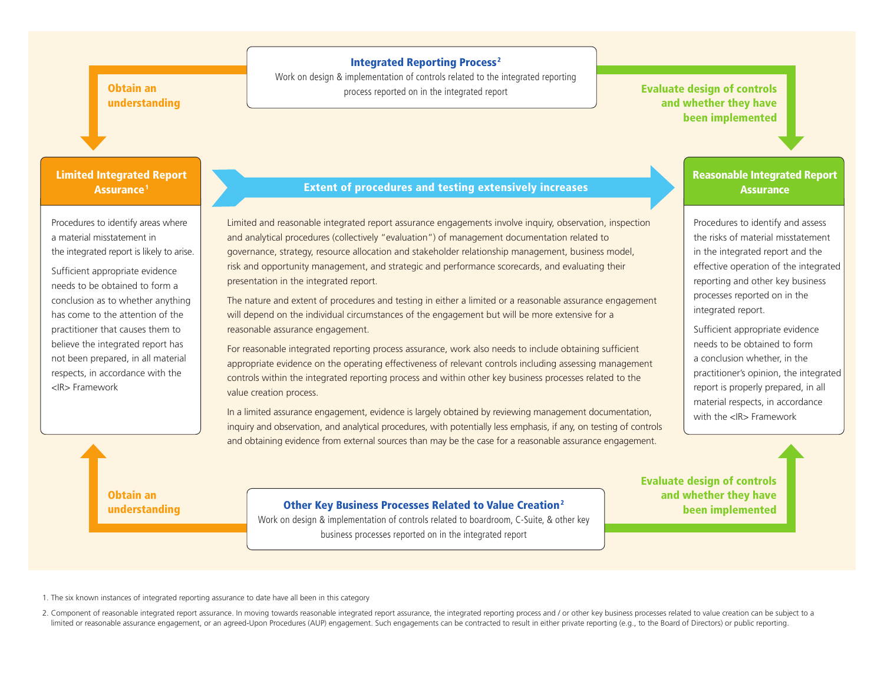### Integrated Reporting Process[2]

Work on design & implementation of controls related to the integrated reporting process reported on in the integrated report

**Obtain an understanding**

**Evaluate design of controls and whether they have been implemented**

### Limited Integrated Report Assurance[1]

Procedures to identify areas where a material misstatement in the integrated report is likely to arise.

Sufficient appropriate evidence needs to be obtained to form a conclusion as to whether anything has come to the attention of the practitioner that causes them to believe the integrated report has not been prepared, in all material respects, in accordance with the <IR> Framework

**Extent of procedures and testing extensively increases**

Limited and reasonable integrated report assurance engagements involve inquiry, observation, inspection and analytical procedures (collectively "evaluation") of management documentation related to governance, strategy, resource allocation and stakeholder relationship management, business model, risk and opportunity management, and strategic and performance scorecards, and evaluating their presentation in the integrated report.

The nature and extent of procedures and testing in either a limited or a reasonable assurance engagement will depend on the individual circumstances of the engagement but will be more extensive for a reasonable assurance engagement.

For reasonable integrated reporting process assurance, work also needs to include obtaining sufficient appropriate evidence on the operating effectiveness of relevant controls including assessing management controls within the integrated reporting process and within other key business processes related to the value creation process.

In a limited assurance engagement, evidence is largely obtained by reviewing management documentation, inquiry and observation, and analytical procedures, with potentially less emphasis, if any, on testing of controls and obtaining evidence from external sources than may be the case for a reasonable assurance engagement.

### Reasonable Integrated Report Assurance

Procedures to identify and assess the risks of material misstatement in the integrated report and the effective operation of the integrated reporting and other key business processes reported on in the integrated report.

Sufficient appropriate evidence needs to be obtained to form a conclusion whether, in the practitioner's opinion, the integrated report is properly prepared, in all material respects, in accordance with the <IR> Framework

**Obtain an understanding**

**Evaluate design of controls and whether they have been implemented**

### Other Key Business Processes Related to Value Creation[2]

Work on design & implementation of controls related to boardroom, C-Suite, & other key business processes reported on in the integrated report

1. The six known instances of integrated reporting assurance to date have all been in this category

2. Component of reasonable integrated report assurance. In moving towards reasonable integrated report assurance, the integrated reporting process and / or other key business processes related to value creation can be subject to a limited or reasonable assurance engagement, or an agreed-Upon Procedures (AUP) engagement. Such engagements can be contracted to result in either private reporting (e.g., to the Board of Directors) or public reporting.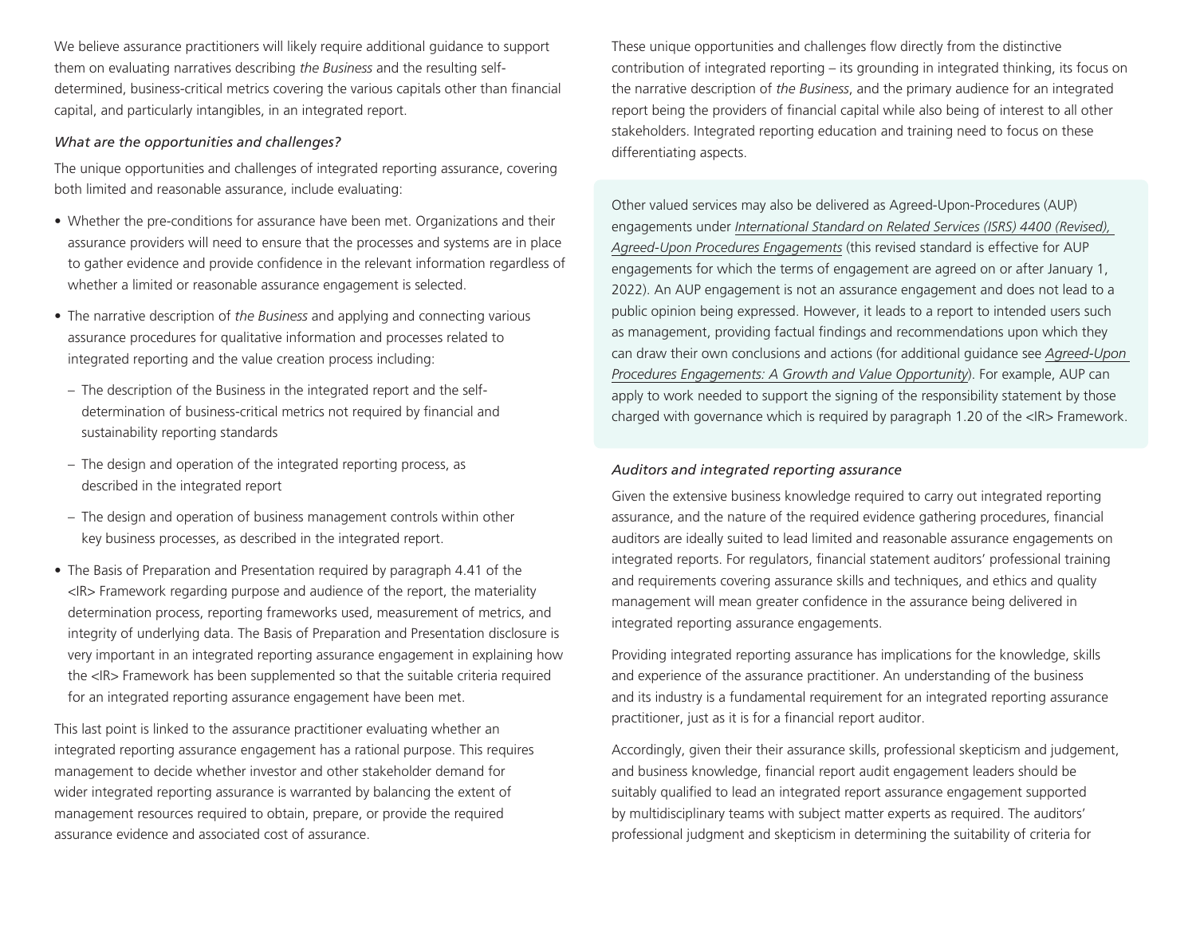We believe assurance practitioners will likely require additional guidance to support them on evaluating narratives describing *the Business* and the resulting self-determined, business-critical metrics covering the various capitals other than financial capital, and particularly intangibles, in an integrated report.

*What are the opportunities and challenges?*

The unique opportunities and challenges of integrated reporting assurance, covering both limited and reasonable assurance, include evaluating:

- Whether the pre-conditions for assurance have been met. Organizations and their assurance providers will need to ensure that the processes and systems are in place to gather evidence and provide confidence in the relevant information regardless of whether a limited or reasonable assurance engagement is selected.
- The narrative description of *the Business* and applying and connecting various assurance procedures for qualitative information and processes related to integrated reporting and the value creation process including:
  - The description of the Business in the integrated report and the self-determination of business-critical metrics not required by financial and sustainability reporting standards
  - The design and operation of the integrated reporting process, as described in the integrated report
  - The design and operation of business management controls within other key business processes, as described in the integrated report.
- The Basis of Preparation and Presentation required by paragraph 4.41 of the <IR> Framework regarding purpose and audience of the report, the materiality determination process, reporting frameworks used, measurement of metrics, and integrity of underlying data. The Basis of Preparation and Presentation disclosure is very important in an integrated reporting assurance engagement in explaining how the <IR> Framework has been supplemented so that the suitable criteria required for an integrated reporting assurance engagement have been met.

This last point is linked to the assurance practitioner evaluating whether an integrated reporting assurance engagement has a rational purpose. This requires management to decide whether investor and other stakeholder demand for wider integrated reporting assurance is warranted by balancing the extent of management resources required to obtain, prepare, or provide the required assurance evidence and associated cost of assurance.

These unique opportunities and challenges flow directly from the distinctive contribution of integrated reporting – its grounding in integrated thinking, its focus on the narrative description of *the Business*, and the primary audience for an integrated report being the providers of financial capital while also being of interest to all other stakeholders. Integrated reporting education and training need to focus on these differentiating aspects.

Other valued services may also be delivered as Agreed-Upon-Procedures (AUP) engagements under *International Standard on Related Services (ISRS) 4400 (Revised), Agreed-Upon Procedures Engagements* (this revised standard is effective for AUP engagements for which the terms of engagement are agreed on or after January 1, 2022). An AUP engagement is not an assurance engagement and does not lead to a public opinion being expressed. However, it leads to a report to intended users such as management, providing factual findings and recommendations upon which they can draw their own conclusions and actions (for additional guidance see *Agreed-Upon Procedures Engagements: A Growth and Value Opportunity*). For example, AUP can apply to work needed to support the signing of the responsibility statement by those charged with governance which is required by paragraph 1.20 of the <IR> Framework.

*Auditors and integrated reporting assurance*

Given the extensive business knowledge required to carry out integrated reporting assurance, and the nature of the required evidence gathering procedures, financial auditors are ideally suited to lead limited and reasonable assurance engagements on integrated reports. For regulators, financial statement auditors' professional training and requirements covering assurance skills and techniques, and ethics and quality management will mean greater confidence in the assurance being delivered in integrated reporting assurance engagements.

Providing integrated reporting assurance has implications for the knowledge, skills and experience of the assurance practitioner. An understanding of the business and its industry is a fundamental requirement for an integrated reporting assurance practitioner, just as it is for a financial report auditor.

Accordingly, given their their assurance skills, professional skepticism and judgement, and business knowledge, financial report audit engagement leaders should be suitably qualified to lead an integrated report assurance engagement supported by multidisciplinary teams with subject matter experts as required. The auditors' professional judgment and skepticism in determining the suitability of criteria for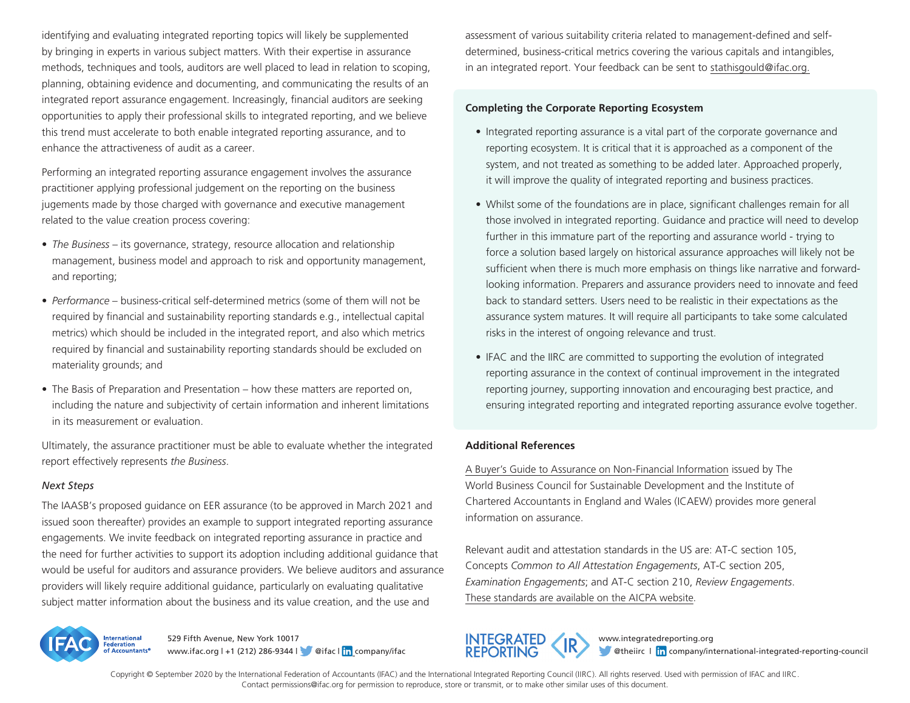identifying and evaluating integrated reporting topics will likely be supplemented by bringing in experts in various subject matters. With their expertise in assurance methods, techniques and tools, auditors are well placed to lead in relation to scoping, planning, obtaining evidence and documenting, and communicating the results of an integrated report assurance engagement. Increasingly, financial auditors are seeking opportunities to apply their professional skills to integrated reporting, and we believe this trend must accelerate to both enable integrated reporting assurance, and to enhance the attractiveness of audit as a career.

Performing an integrated reporting assurance engagement involves the assurance practitioner applying professional judgement on the reporting on the business jugements made by those charged with governance and executive management related to the value creation process covering:

- *The Business* – its governance, strategy, resource allocation and relationship management, business model and approach to risk and opportunity management, and reporting;
- *Performance* – business-critical self-determined metrics (some of them will not be required by financial and sustainability reporting standards e.g., intellectual capital metrics) which should be included in the integrated report, and also which metrics required by financial and sustainability reporting standards should be excluded on materiality grounds; and
- The Basis of Preparation and Presentation – how these matters are reported on, including the nature and subjectivity of certain information and inherent limitations in its measurement or evaluation.

Ultimately, the assurance practitioner must be able to evaluate whether the integrated report effectively represents *the Business*.

*Next Steps*

The IAASB's proposed guidance on EER assurance (to be approved in March 2021 and issued soon thereafter) provides an example to support integrated reporting assurance engagements. We invite feedback on integrated reporting assurance in practice and the need for further activities to support its adoption including additional guidance that would be useful for auditors and assurance providers. We believe auditors and assurance providers will likely require additional guidance, particularly on evaluating qualitative subject matter information about the business and its value creation, and the use and assessment of various suitability criteria related to management-defined and self-determined, business-critical metrics covering the various capitals and intangibles, in an integrated report. Your feedback can be sent to stathisgould@ifac.org.

**Completing the Corporate Reporting Ecosystem**

- Integrated reporting assurance is a vital part of the corporate governance and reporting ecosystem. It is critical that it is approached as a component of the system, and not treated as something to be added later. Approached properly, it will improve the quality of integrated reporting and business practices.
- Whilst some of the foundations are in place, significant challenges remain for all those involved in integrated reporting. Guidance and practice will need to develop further in this immature part of the reporting and assurance world - trying to force a solution based largely on historical assurance approaches will likely not be sufficient when there is much more emphasis on things like narrative and forward-looking information. Preparers and assurance providers need to innovate and feed back to standard setters. Users need to be realistic in their expectations as the assurance system matures. It will require all participants to take some calculated risks in the interest of ongoing relevance and trust.
- IFAC and the IIRC are committed to supporting the evolution of integrated reporting assurance in the context of continual improvement in the integrated reporting journey, supporting innovation and encouraging best practice, and ensuring integrated reporting and integrated reporting assurance evolve together.

**Additional References**

A Buyer's Guide to Assurance on Non-Financial Information issued by The World Business Council for Sustainable Development and the Institute of Chartered Accountants in England and Wales (ICAEW) provides more general information on assurance.

Relevant audit and attestation standards in the US are: AT-C section 105, Concepts *Common to All Attestation Engagements*, AT-C section 205, *Examination Engagements*; and AT-C section 210, *Review Engagements*. These standards are available on the AICPA website.

IFAC International Federation of Accountants®
529 Fifth Avenue, New York 10017
www.ifac.org | +1 (212) 286-9344 | @ifac | company/ifac

INTEGRATED REPORTING <IR>
www.integratedreporting.org
@theiirc | company/international-integrated-reporting-council

Copyright © September 2020 by the International Federation of Accountants (IFAC) and the International Integrated Reporting Council (IIRC). All rights reserved. Used with permission of IFAC and IIRC. Contact permissions@ifac.org for permission to reproduce, store or transmit, or to make other similar uses of this document.